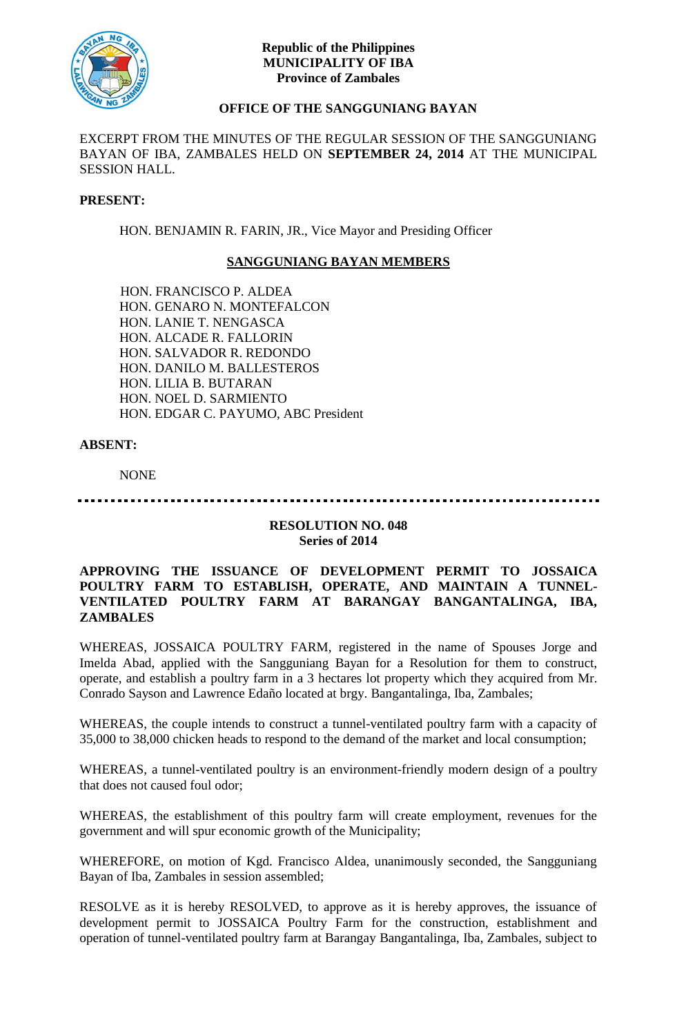**Republic of the Philippines**
**MUNICIPALITY OF IBA**
**Province of Zambales**

**OFFICE OF THE SANGGUNIANG BAYAN**

EXCERPT FROM THE MINUTES OF THE REGULAR SESSION OF THE SANGGUNIANG BAYAN OF IBA, ZAMBALES HELD ON **SEPTEMBER 24, 2014** AT THE MUNICIPAL SESSION HALL.

**PRESENT:**

HON. BENJAMIN R. FARIN, JR., Vice Mayor and Presiding Officer

**SANGGUNIANG BAYAN MEMBERS**

HON. FRANCISCO P. ALDEA
HON. GENARO N. MONTEFALCON
HON. LANIE T. NENGASCA
HON. ALCADE R. FALLORIN
HON. SALVADOR R. REDONDO
HON. DANILO M. BALLESTEROS
HON. LILIA B. BUTARAN
HON. NOEL D. SARMIENTO
HON. EDGAR C. PAYUMO, ABC President

**ABSENT:**

NONE

---

**RESOLUTION NO. 048**
**Series of 2014**

**APPROVING THE ISSUANCE OF DEVELOPMENT PERMIT TO JOSSAICA POULTRY FARM TO ESTABLISH, OPERATE, AND MAINTAIN A TUNNEL-VENTILATED POULTRY FARM AT BARANGAY BANGANTALINGA, IBA, ZAMBALES**

WHEREAS, JOSSAICA POULTRY FARM, registered in the name of Spouses Jorge and Imelda Abad, applied with the Sangguniang Bayan for a Resolution for them to construct, operate, and establish a poultry farm in a 3 hectares lot property which they acquired from Mr. Conrado Sayson and Lawrence Edaño located at brgy. Bangantalinga, Iba, Zambales;

WHEREAS, the couple intends to construct a tunnel-ventilated poultry farm with a capacity of 35,000 to 38,000 chicken heads to respond to the demand of the market and local consumption;

WHEREAS, a tunnel-ventilated poultry is an environment-friendly modern design of a poultry that does not caused foul odor;

WHEREAS, the establishment of this poultry farm will create employment, revenues for the government and will spur economic growth of the Municipality;

WHEREFORE, on motion of Kgd. Francisco Aldea, unanimously seconded, the Sangguniang Bayan of Iba, Zambales in session assembled;

RESOLVE as it is hereby RESOLVED, to approve as it is hereby approves, the issuance of development permit to JOSSAICA Poultry Farm for the construction, establishment and operation of tunnel-ventilated poultry farm at Barangay Bangantalinga, Iba, Zambales, subject to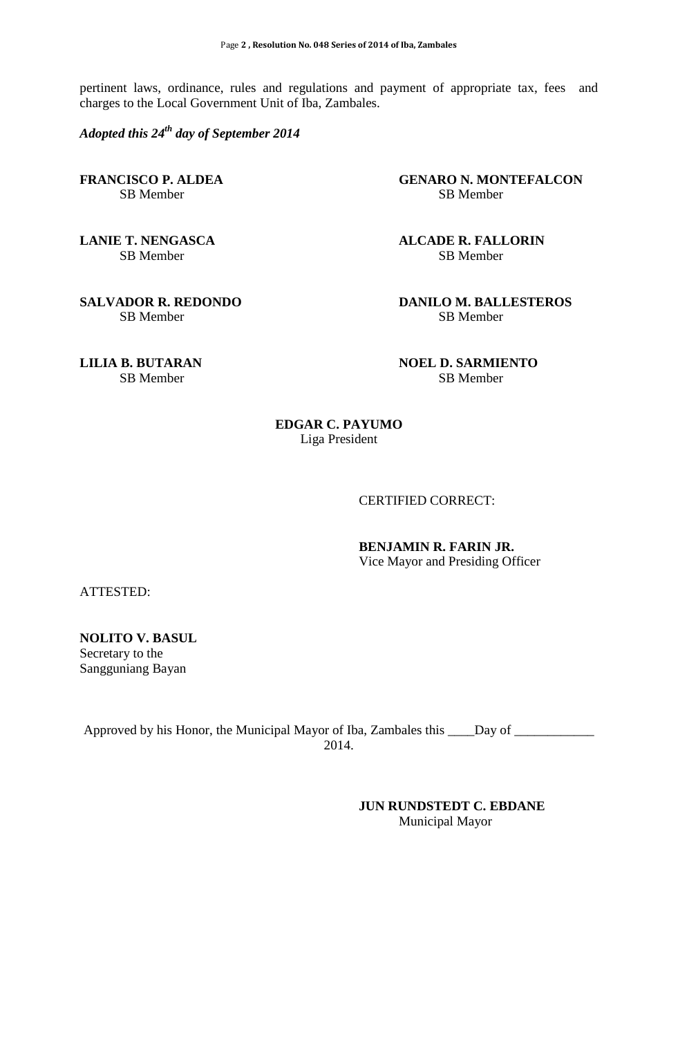pertinent laws, ordinance, rules and regulations and payment of appropriate tax, fees and charges to the Local Government Unit of Iba, Zambales.

***Adopted this 24th day of September 2014***

**FRANCISCO P. ALDEA**
SB Member

**GENARO N. MONTEFALCON**
SB Member

**LANIE T. NENGASCA**
SB Member

**ALCADE R. FALLORIN**
SB Member

**SALVADOR R. REDONDO**
SB Member

**DANILO M. BALLESTEROS**
SB Member

**LILIA B. BUTARAN**
SB Member

**NOEL D. SARMIENTO**
SB Member

**EDGAR C. PAYUMO**
Liga President

CERTIFIED CORRECT:

**BENJAMIN R. FARIN JR.**
Vice Mayor and Presiding Officer

ATTESTED:

**NOLITO V. BASUL**
Secretary to the
Sangguniang Bayan

Approved by his Honor, the Municipal Mayor of Iba, Zambales this ____Day of ____________ 2014.

**JUN RUNDSTEDT C. EBDANE**
Municipal Mayor